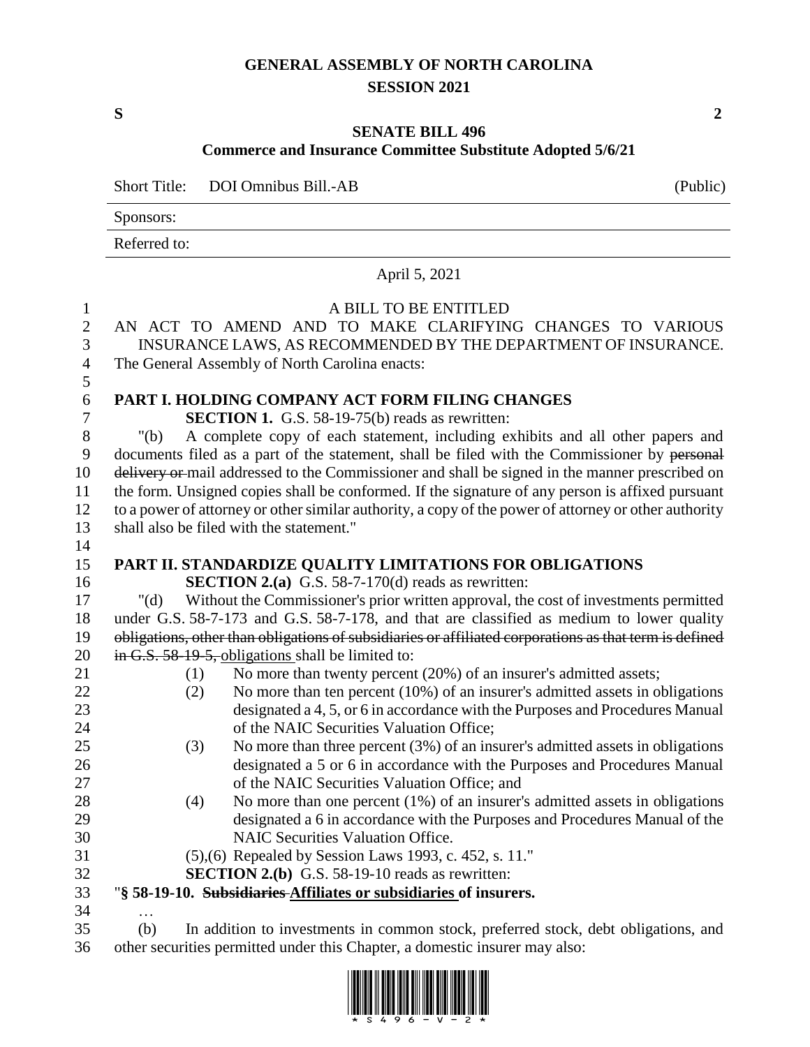# GENERAL ASSEMBLY OF NORTH CAROLINA
## SESSION 2021

**S** **2**

## SENATE BILL 496
### Commerce and Insurance Committee Substitute Adopted 5/6/21

Short Title: DOI Omnibus Bill.-AB (Public)

Sponsors:

Referred to:

April 5, 2021

A BILL TO BE ENTITLED

AN ACT TO AMEND AND TO MAKE CLARIFYING CHANGES TO VARIOUS INSURANCE LAWS, AS RECOMMENDED BY THE DEPARTMENT OF INSURANCE.

The General Assembly of North Carolina enacts:

**PART I. HOLDING COMPANY ACT FORM FILING CHANGES**

**SECTION 1.** G.S. 58-19-75(b) reads as rewritten:

"(b) A complete copy of each statement, including exhibits and all other papers and documents filed as a part of the statement, shall be filed with the Commissioner by ~~personal delivery or~~ mail addressed to the Commissioner and shall be signed in the manner prescribed on the form. Unsigned copies shall be conformed. If the signature of any person is affixed pursuant to a power of attorney or other similar authority, a copy of the power of attorney or other authority shall also be filed with the statement."

**PART II. STANDARDIZE QUALITY LIMITATIONS FOR OBLIGATIONS**

**SECTION 2.(a)** G.S. 58-7-170(d) reads as rewritten:

"(d) Without the Commissioner's prior written approval, the cost of investments permitted under G.S. 58-7-173 and G.S. 58-7-178, and that are classified as medium to lower quality ~~obligations, other than obligations of subsidiaries or affiliated corporations as that term is defined in G.S. 58-19-5,~~ <u>obligations</u> shall be limited to:

(1) No more than twenty percent (20%) of an insurer's admitted assets;

(2) No more than ten percent (10%) of an insurer's admitted assets in obligations designated a 4, 5, or 6 in accordance with the Purposes and Procedures Manual of the NAIC Securities Valuation Office;

(3) No more than three percent (3%) of an insurer's admitted assets in obligations designated a 5 or 6 in accordance with the Purposes and Procedures Manual of the NAIC Securities Valuation Office; and

(4) No more than one percent (1%) of an insurer's admitted assets in obligations designated a 6 in accordance with the Purposes and Procedures Manual of the NAIC Securities Valuation Office.

(5),(6) Repealed by Session Laws 1993, c. 452, s. 11."

**SECTION 2.(b)** G.S. 58-19-10 reads as rewritten:

"**§ 58-19-10. ~~Subsidiaries~~ <u>Affiliates or subsidiaries</u> of insurers.**

…

(b) In addition to investments in common stock, preferred stock, debt obligations, and other securities permitted under this Chapter, a domestic insurer may also: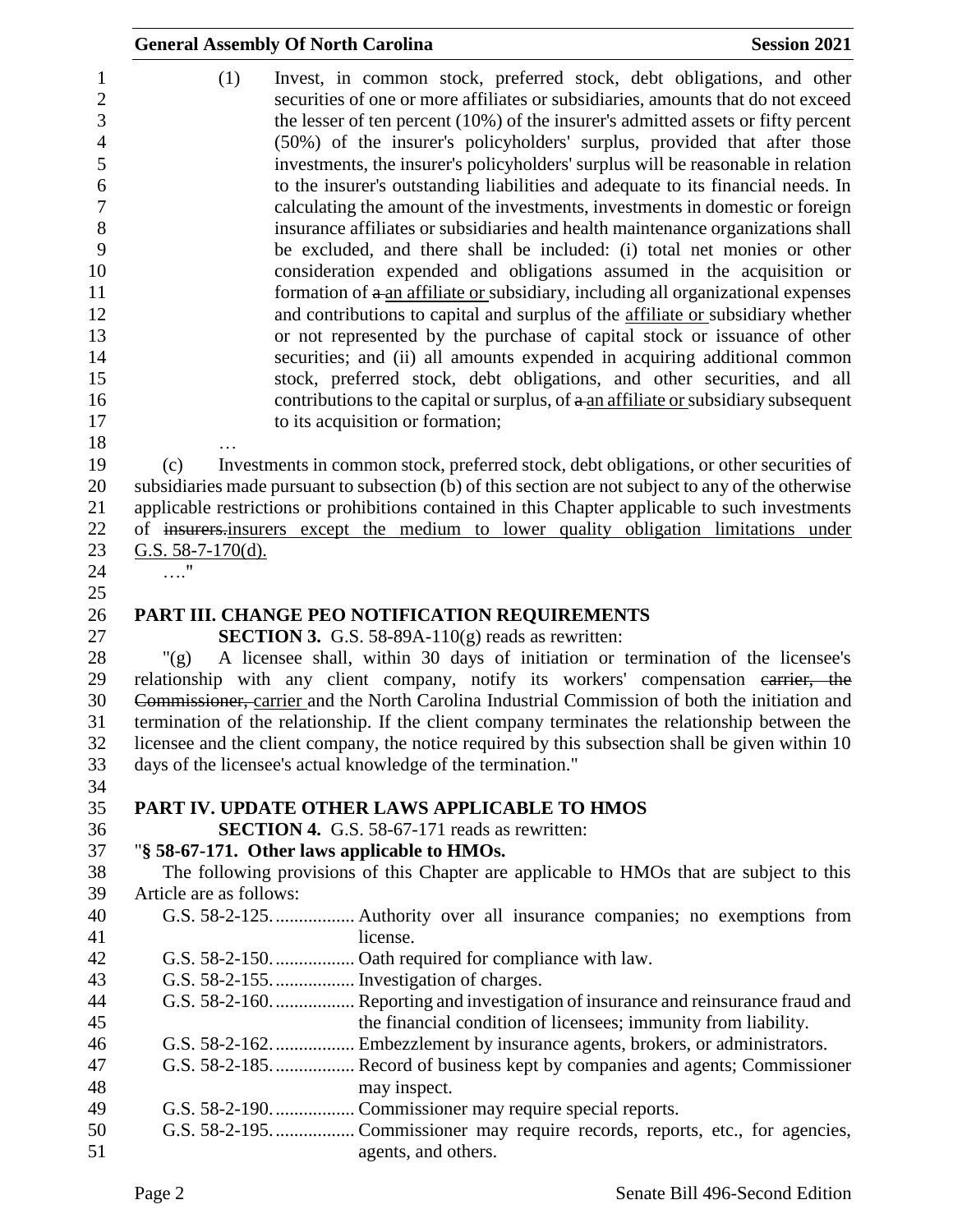(1) Invest, in common stock, preferred stock, debt obligations, and other securities of one or more affiliates or subsidiaries, amounts that do not exceed the lesser of ten percent (10%) of the insurer's admitted assets or fifty percent (50%) of the insurer's policyholders' surplus, provided that after those investments, the insurer's policyholders' surplus will be reasonable in relation to the insurer's outstanding liabilities and adequate to its financial needs. In calculating the amount of the investments, investments in domestic or foreign insurance affiliates or subsidiaries and health maintenance organizations shall be excluded, and there shall be included: (i) total net monies or other consideration expended and obligations assumed in the acquisition or formation of ~~a~~ an affiliate or subsidiary, including all organizational expenses and contributions to capital and surplus of the affiliate or subsidiary whether or not represented by the purchase of capital stock or issuance of other securities; and (ii) all amounts expended in acquiring additional common stock, preferred stock, debt obligations, and other securities, and all contributions to the capital or surplus, of ~~a~~ an affiliate or subsidiary subsequent to its acquisition or formation;

…

(c) Investments in common stock, preferred stock, debt obligations, or other securities of subsidiaries made pursuant to subsection (b) of this section are not subject to any of the otherwise applicable restrictions or prohibitions contained in this Chapter applicable to such investments of ~~insurers.~~ insurers except the medium to lower quality obligation limitations under G.S. 58-7-170(d).

…."

## PART III. CHANGE PEO NOTIFICATION REQUIREMENTS

**SECTION 3.** G.S. 58-89A-110(g) reads as rewritten:

"(g) A licensee shall, within 30 days of initiation or termination of the licensee's relationship with any client company, notify its workers' compensation ~~carrier, the Commissioner,~~ carrier and the North Carolina Industrial Commission of both the initiation and termination of the relationship. If the client company terminates the relationship between the licensee and the client company, the notice required by this subsection shall be given within 10 days of the licensee's actual knowledge of the termination."

## PART IV. UPDATE OTHER LAWS APPLICABLE TO HMOS

**SECTION 4.** G.S. 58-67-171 reads as rewritten:

"**§ 58-67-171. Other laws applicable to HMOs.**

The following provisions of this Chapter are applicable to HMOs that are subject to this Article are as follows:

G.S. 58-2-125. ................ Authority over all insurance companies; no exemptions from license.
G.S. 58-2-150. ................ Oath required for compliance with law.
G.S. 58-2-155. ................ Investigation of charges.
G.S. 58-2-160. ................ Reporting and investigation of insurance and reinsurance fraud and the financial condition of licensees; immunity from liability.
G.S. 58-2-162. ................ Embezzlement by insurance agents, brokers, or administrators.
G.S. 58-2-185. ................ Record of business kept by companies and agents; Commissioner may inspect.
G.S. 58-2-190. ................ Commissioner may require special reports.
G.S. 58-2-195. ................ Commissioner may require records, reports, etc., for agencies, agents, and others.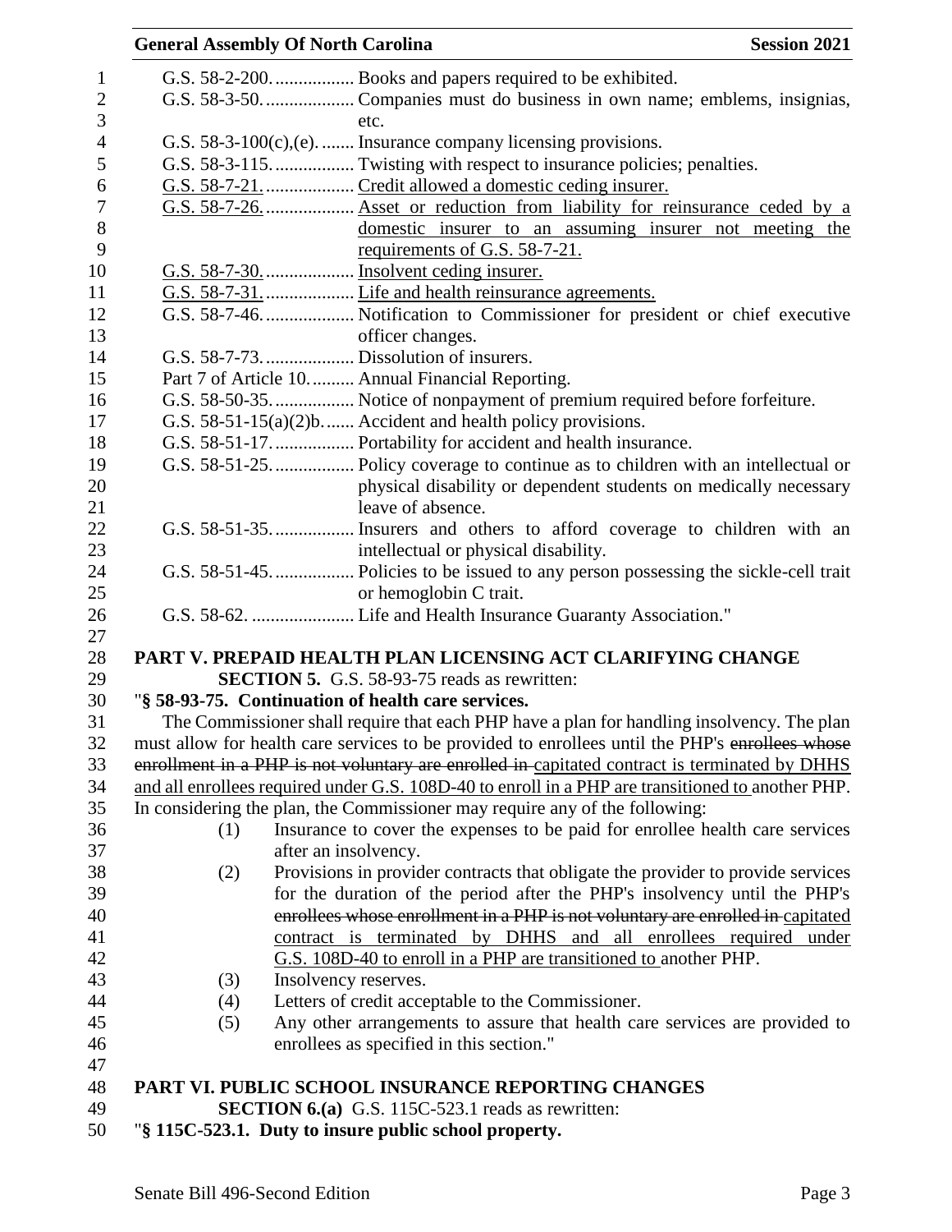G.S. 58-2-200.................. Books and papers required to be exhibited.

G.S. 58-3-50................... Companies must do business in own name; emblems, insignias, etc.

G.S. 58-3-100(c),(e)........ Insurance company licensing provisions.

G.S. 58-3-115.................. Twisting with respect to insurance policies; penalties.

<u>G.S. 58-7-21.................. Credit allowed a domestic ceding insurer.</u>

<u>G.S. 58-7-26.................. Asset or reduction from liability for reinsurance ceded by a domestic insurer to an assuming insurer not meeting the requirements of G.S. 58-7-21.</u>

<u>G.S. 58-7-30.................. Insolvent ceding insurer.</u>

<u>G.S. 58-7-31.................. Life and health reinsurance agreements.</u>

G.S. 58-7-46................... Notification to Commissioner for president or chief executive officer changes.

G.S. 58-7-73................... Dissolution of insurers.

Part 7 of Article 10.......... Annual Financial Reporting.

G.S. 58-50-35.................. Notice of nonpayment of premium required before forfeiture.

G.S. 58-51-15(a)(2)b....... Accident and health policy provisions.

G.S. 58-51-17.................. Portability for accident and health insurance.

G.S. 58-51-25.................. Policy coverage to continue as to children with an intellectual or physical disability or dependent students on medically necessary leave of absence.

G.S. 58-51-35.................. Insurers and others to afford coverage to children with an intellectual or physical disability.

G.S. 58-51-45.................. Policies to be issued to any person possessing the sickle-cell trait or hemoglobin C trait.

G.S. 58-62. ...................... Life and Health Insurance Guaranty Association."

**PART V. PREPAID HEALTH PLAN LICENSING ACT CLARIFYING CHANGE**

**SECTION 5.** G.S. 58-93-75 reads as rewritten:

"**§ 58-93-75. Continuation of health care services.**

The Commissioner shall require that each PHP have a plan for handling insolvency. The plan must allow for health care services to be provided to enrollees until the PHP's ~~enrollees whose enrollment in a PHP is not voluntary are enrolled in~~ <u>capitated contract is terminated by DHHS and all enrollees required under G.S. 108D-40 to enroll in a PHP are transitioned to</u> another PHP. In considering the plan, the Commissioner may require any of the following:

(1) Insurance to cover the expenses to be paid for enrollee health care services after an insolvency.

(2) Provisions in provider contracts that obligate the provider to provide services for the duration of the period after the PHP's insolvency until the PHP's ~~enrollees whose enrollment in a PHP is not voluntary are enrolled in~~ <u>capitated contract is terminated by DHHS and all enrollees required under G.S. 108D-40 to enroll in a PHP are transitioned to</u> another PHP.

(3) Insolvency reserves.

(4) Letters of credit acceptable to the Commissioner.

(5) Any other arrangements to assure that health care services are provided to enrollees as specified in this section."

**PART VI. PUBLIC SCHOOL INSURANCE REPORTING CHANGES**

**SECTION 6.(a)** G.S. 115C-523.1 reads as rewritten:

"**§ 115C-523.1. Duty to insure public school property.**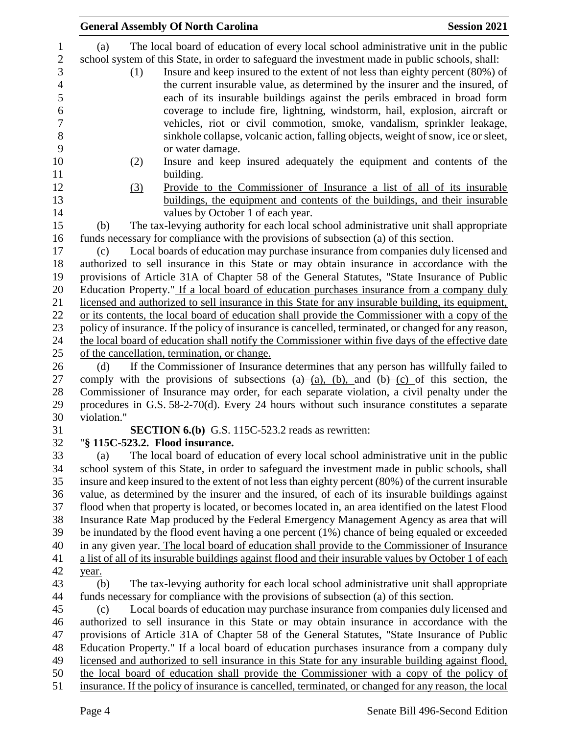(a) The local board of education of every local school administrative unit in the public school system of this State, in order to safeguard the investment made in public schools, shall:

(1) Insure and keep insured to the extent of not less than eighty percent (80%) of the current insurable value, as determined by the insurer and the insured, of each of its insurable buildings against the perils embraced in broad form coverage to include fire, lightning, windstorm, hail, explosion, aircraft or vehicles, riot or civil commotion, smoke, vandalism, sprinkler leakage, sinkhole collapse, volcanic action, falling objects, weight of snow, ice or sleet, or water damage.

(2) Insure and keep insured adequately the equipment and contents of the building.

<u>(3) Provide to the Commissioner of Insurance a list of all of its insurable buildings, the equipment and contents of the buildings, and their insurable values by October 1 of each year.</u>

(b) The tax-levying authority for each local school administrative unit shall appropriate funds necessary for compliance with the provisions of subsection (a) of this section.

(c) Local boards of education may purchase insurance from companies duly licensed and authorized to sell insurance in this State or may obtain insurance in accordance with the provisions of Article 31A of Chapter 58 of the General Statutes, "State Insurance of Public Education Property." <u>If a local board of education purchases insurance from a company duly licensed and authorized to sell insurance in this State for any insurable building, its equipment, or its contents, the local board of education shall provide the Commissioner with a copy of the policy of insurance. If the policy of insurance is cancelled, terminated, or changed for any reason, the local board of education shall notify the Commissioner within five days of the effective date of the cancellation, termination, or change.</u>

(d) If the Commissioner of Insurance determines that any person has willfully failed to comply with the provisions of subsections ~~(a)~~ <u>(a), (b),</u> and ~~(b)~~ <u>(c)</u> of this section, the Commissioner of Insurance may order, for each separate violation, a civil penalty under the procedures in G.S. 58-2-70(d). Every 24 hours without such insurance constitutes a separate violation."

**SECTION 6.(b)** G.S. 115C-523.2 reads as rewritten:

"**§ 115C-523.2. Flood insurance.**

(a) The local board of education of every local school administrative unit in the public school system of this State, in order to safeguard the investment made in public schools, shall insure and keep insured to the extent of not less than eighty percent (80%) of the current insurable value, as determined by the insurer and the insured, of each of its insurable buildings against flood when that property is located, or becomes located in, an area identified on the latest Flood Insurance Rate Map produced by the Federal Emergency Management Agency as area that will be inundated by the flood event having a one percent (1%) chance of being equaled or exceeded in any given year. <u>The local board of education shall provide to the Commissioner of Insurance a list of all of its insurable buildings against flood and their insurable values by October 1 of each year.</u>

(b) The tax-levying authority for each local school administrative unit shall appropriate funds necessary for compliance with the provisions of subsection (a) of this section.

(c) Local boards of education may purchase insurance from companies duly licensed and authorized to sell insurance in this State or may obtain insurance in accordance with the provisions of Article 31A of Chapter 58 of the General Statutes, "State Insurance of Public Education Property." <u>If a local board of education purchases insurance from a company duly licensed and authorized to sell insurance in this State for any insurable building against flood, the local board of education shall provide the Commissioner with a copy of the policy of insurance. If the policy of insurance is cancelled, terminated, or changed for any reason, the local</u>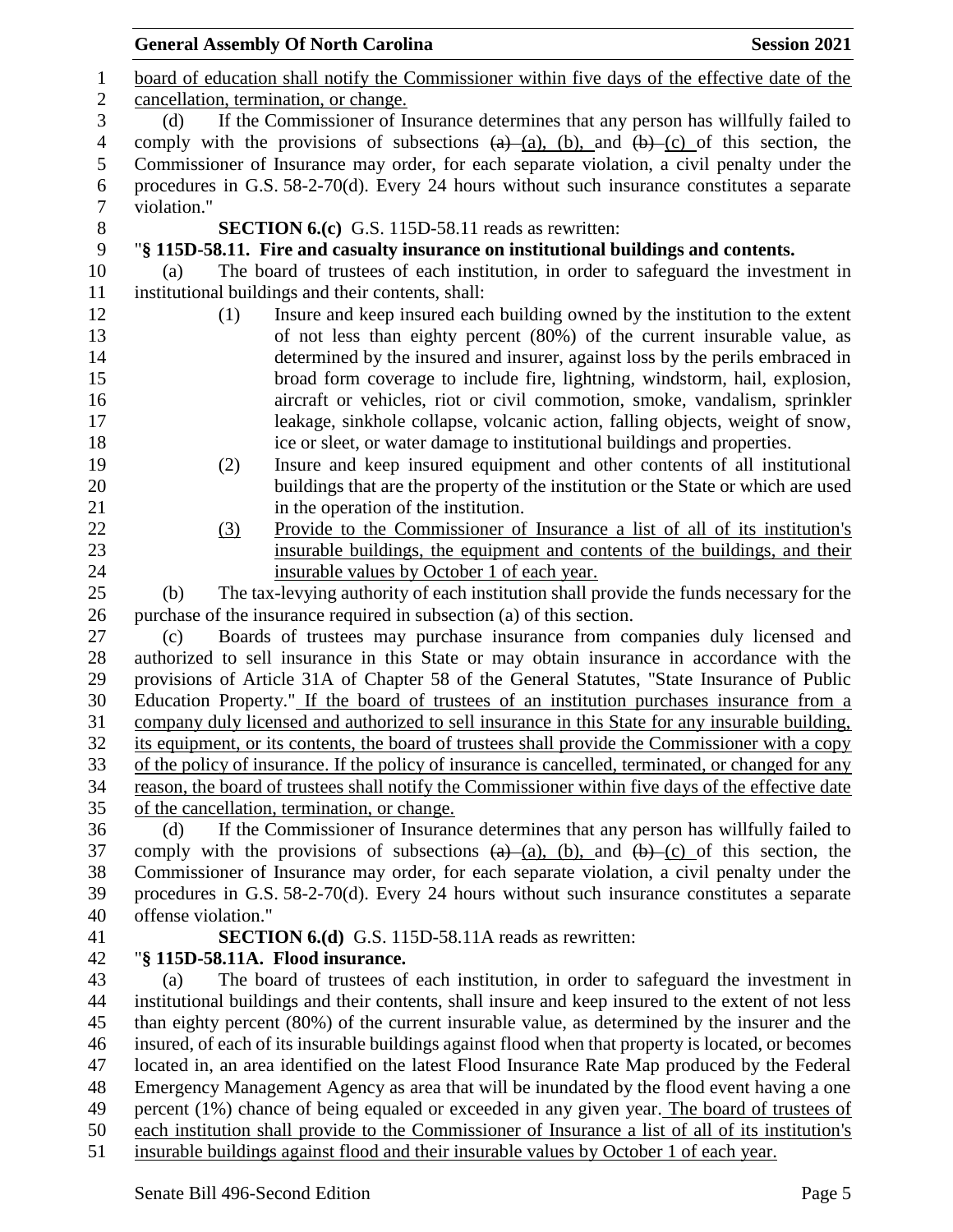board of education shall notify the Commissioner within five days of the effective date of the cancellation, termination, or change.

(d) If the Commissioner of Insurance determines that any person has willfully failed to comply with the provisions of subsections ~~(a)~~ (a), (b), and ~~(b)~~ (c) of this section, the Commissioner of Insurance may order, for each separate violation, a civil penalty under the procedures in G.S. 58-2-70(d). Every 24 hours without such insurance constitutes a separate violation."

**SECTION 6.(c)** G.S. 115D-58.11 reads as rewritten:

"**§ 115D-58.11. Fire and casualty insurance on institutional buildings and contents.**

(a) The board of trustees of each institution, in order to safeguard the investment in institutional buildings and their contents, shall:

(1) Insure and keep insured each building owned by the institution to the extent of not less than eighty percent (80%) of the current insurable value, as determined by the insured and insurer, against loss by the perils embraced in broad form coverage to include fire, lightning, windstorm, hail, explosion, aircraft or vehicles, riot or civil commotion, smoke, vandalism, sprinkler leakage, sinkhole collapse, volcanic action, falling objects, weight of snow, ice or sleet, or water damage to institutional buildings and properties.

(2) Insure and keep insured equipment and other contents of all institutional buildings that are the property of the institution or the State or which are used in the operation of the institution.

(3) Provide to the Commissioner of Insurance a list of all of its institution's insurable buildings, the equipment and contents of the buildings, and their insurable values by October 1 of each year.

(b) The tax-levying authority of each institution shall provide the funds necessary for the purchase of the insurance required in subsection (a) of this section.

(c) Boards of trustees may purchase insurance from companies duly licensed and authorized to sell insurance in this State or may obtain insurance in accordance with the provisions of Article 31A of Chapter 58 of the General Statutes, "State Insurance of Public Education Property." If the board of trustees of an institution purchases insurance from a company duly licensed and authorized to sell insurance in this State for any insurable building, its equipment, or its contents, the board of trustees shall provide the Commissioner with a copy of the policy of insurance. If the policy of insurance is cancelled, terminated, or changed for any reason, the board of trustees shall notify the Commissioner within five days of the effective date of the cancellation, termination, or change.

(d) If the Commissioner of Insurance determines that any person has willfully failed to comply with the provisions of subsections ~~(a)~~ (a), (b), and ~~(b)~~ (c) of this section, the Commissioner of Insurance may order, for each separate violation, a civil penalty under the procedures in G.S. 58-2-70(d). Every 24 hours without such insurance constitutes a separate ~~offense~~ violation."

**SECTION 6.(d)** G.S. 115D-58.11A reads as rewritten:

"**§ 115D-58.11A. Flood insurance.**

(a) The board of trustees of each institution, in order to safeguard the investment in institutional buildings and their contents, shall insure and keep insured to the extent of not less than eighty percent (80%) of the current insurable value, as determined by the insurer and the insured, of each of its insurable buildings against flood when that property is located, or becomes located in, an area identified on the latest Flood Insurance Rate Map produced by the Federal Emergency Management Agency as area that will be inundated by the flood event having a one percent (1%) chance of being equaled or exceeded in any given year. The board of trustees of each institution shall provide to the Commissioner of Insurance a list of all of its institution's insurable buildings against flood and their insurable values by October 1 of each year.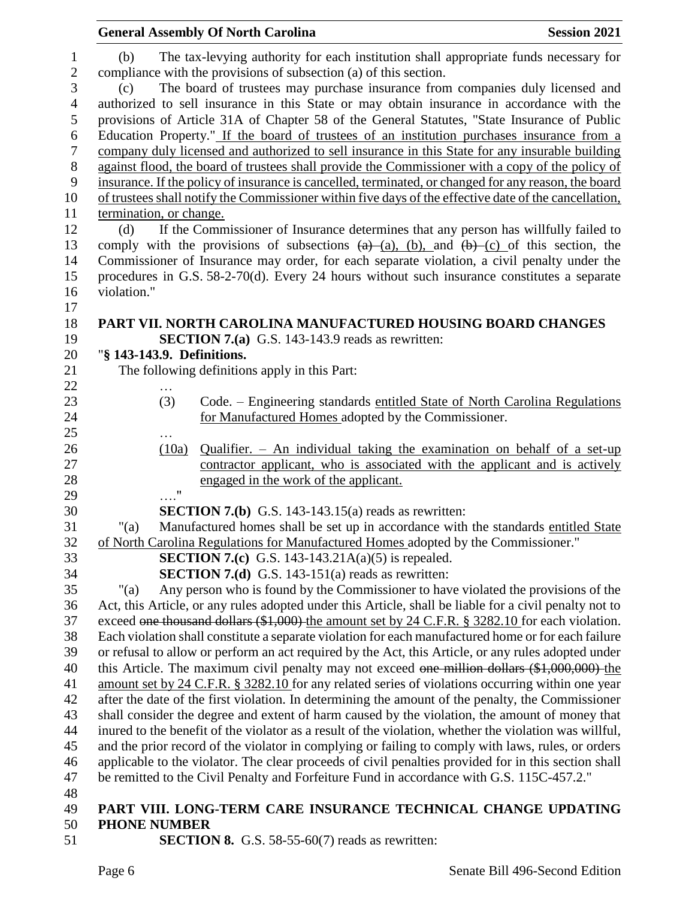(b) The tax-levying authority for each institution shall appropriate funds necessary for compliance with the provisions of subsection (a) of this section.

(c) The board of trustees may purchase insurance from companies duly licensed and authorized to sell insurance in this State or may obtain insurance in accordance with the provisions of Article 31A of Chapter 58 of the General Statutes, "State Insurance of Public Education Property." If the board of trustees of an institution purchases insurance from a company duly licensed and authorized to sell insurance in this State for any insurable building against flood, the board of trustees shall provide the Commissioner with a copy of the policy of insurance. If the policy of insurance is cancelled, terminated, or changed for any reason, the board of trustees shall notify the Commissioner within five days of the effective date of the cancellation, termination, or change.

(d) If the Commissioner of Insurance determines that any person has willfully failed to comply with the provisions of subsections ~~(a)~~ (a), (b), and ~~(b)~~ (c) of this section, the Commissioner of Insurance may order, for each separate violation, a civil penalty under the procedures in G.S. 58-2-70(d). Every 24 hours without such insurance constitutes a separate violation."

## PART VII. NORTH CAROLINA MANUFACTURED HOUSING BOARD CHANGES

**SECTION 7.(a)** G.S. 143-143.9 reads as rewritten:

"**§ 143-143.9. Definitions.**

The following definitions apply in this Part:

…

(3) Code. – Engineering standards entitled State of North Carolina Regulations for Manufactured Homes adopted by the Commissioner.

…

(10a) Qualifier. – An individual taking the examination on behalf of a set-up contractor applicant, who is associated with the applicant and is actively engaged in the work of the applicant.

…."

**SECTION 7.(b)** G.S. 143-143.15(a) reads as rewritten:

"(a) Manufactured homes shall be set up in accordance with the standards entitled State of North Carolina Regulations for Manufactured Homes adopted by the Commissioner."

**SECTION 7.(c)** G.S. 143-143.21A(a)(5) is repealed.

**SECTION 7.(d)** G.S. 143-151(a) reads as rewritten:

"(a) Any person who is found by the Commissioner to have violated the provisions of the Act, this Article, or any rules adopted under this Article, shall be liable for a civil penalty not to exceed ~~one thousand dollars ($1,000)~~ the amount set by 24 C.F.R. § 3282.10 for each violation. Each violation shall constitute a separate violation for each manufactured home or for each failure or refusal to allow or perform an act required by the Act, this Article, or any rules adopted under this Article. The maximum civil penalty may not exceed ~~one million dollars ($1,000,000)~~ the amount set by 24 C.F.R. § 3282.10 for any related series of violations occurring within one year after the date of the first violation. In determining the amount of the penalty, the Commissioner shall consider the degree and extent of harm caused by the violation, the amount of money that inured to the benefit of the violator as a result of the violation, whether the violation was willful, and the prior record of the violator in complying or failing to comply with laws, rules, or orders applicable to the violator. The clear proceeds of civil penalties provided for in this section shall be remitted to the Civil Penalty and Forfeiture Fund in accordance with G.S. 115C-457.2."

## PART VIII. LONG-TERM CARE INSURANCE TECHNICAL CHANGE UPDATING PHONE NUMBER

**SECTION 8.** G.S. 58-55-60(7) reads as rewritten: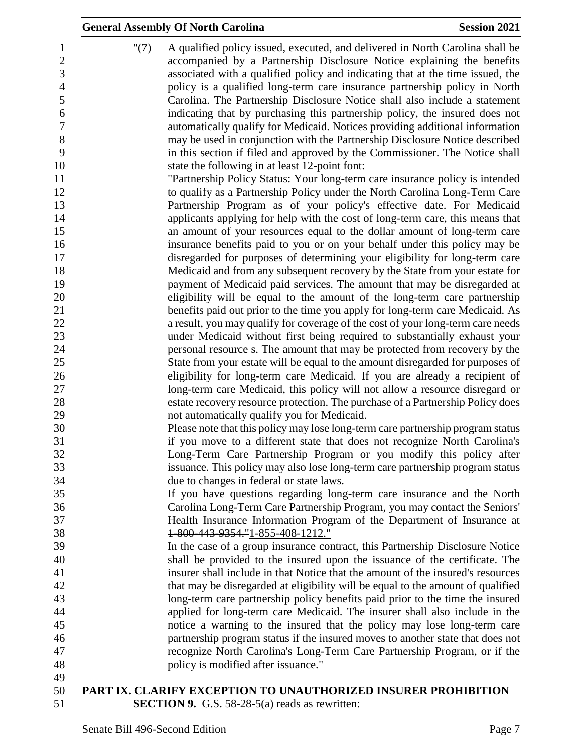"(7) A qualified policy issued, executed, and delivered in North Carolina shall be accompanied by a Partnership Disclosure Notice explaining the benefits associated with a qualified policy and indicating that at the time issued, the policy is a qualified long-term care insurance partnership policy in North Carolina. The Partnership Disclosure Notice shall also include a statement indicating that by purchasing this partnership policy, the insured does not automatically qualify for Medicaid. Notices providing additional information may be used in conjunction with the Partnership Disclosure Notice described in this section if filed and approved by the Commissioner. The Notice shall state the following in at least 12-point font:

"Partnership Policy Status: Your long-term care insurance policy is intended to qualify as a Partnership Policy under the North Carolina Long-Term Care Partnership Program as of your policy's effective date. For Medicaid applicants applying for help with the cost of long-term care, this means that an amount of your resources equal to the dollar amount of long-term care insurance benefits paid to you or on your behalf under this policy may be disregarded for purposes of determining your eligibility for long-term care Medicaid and from any subsequent recovery by the State from your estate for payment of Medicaid paid services. The amount that may be disregarded at eligibility will be equal to the amount of the long-term care partnership benefits paid out prior to the time you apply for long-term care Medicaid. As a result, you may qualify for coverage of the cost of your long-term care needs under Medicaid without first being required to substantially exhaust your personal resource s. The amount that may be protected from recovery by the State from your estate will be equal to the amount disregarded for purposes of eligibility for long-term care Medicaid. If you are already a recipient of long-term care Medicaid, this policy will not allow a resource disregard or estate recovery resource protection. The purchase of a Partnership Policy does not automatically qualify you for Medicaid.

Please note that this policy may lose long-term care partnership program status if you move to a different state that does not recognize North Carolina's Long-Term Care Partnership Program or you modify this policy after issuance. This policy may also lose long-term care partnership program status due to changes in federal or state laws.

If you have questions regarding long-term care insurance and the North Carolina Long-Term Care Partnership Program, you may contact the Seniors' Health Insurance Information Program of the Department of Insurance at ~~1-800-443-9354."~~1-855-408-1212."

In the case of a group insurance contract, this Partnership Disclosure Notice shall be provided to the insured upon the issuance of the certificate. The insurer shall include in that Notice that the amount of the insured's resources that may be disregarded at eligibility will be equal to the amount of qualified long-term care partnership policy benefits paid prior to the time the insured applied for long-term care Medicaid. The insurer shall also include in the notice a warning to the insured that the policy may lose long-term care partnership program status if the insured moves to another state that does not recognize North Carolina's Long-Term Care Partnership Program, or if the policy is modified after issuance."

**PART IX. CLARIFY EXCEPTION TO UNAUTHORIZED INSURER PROHIBITION**

**SECTION 9.** G.S. 58-28-5(a) reads as rewritten: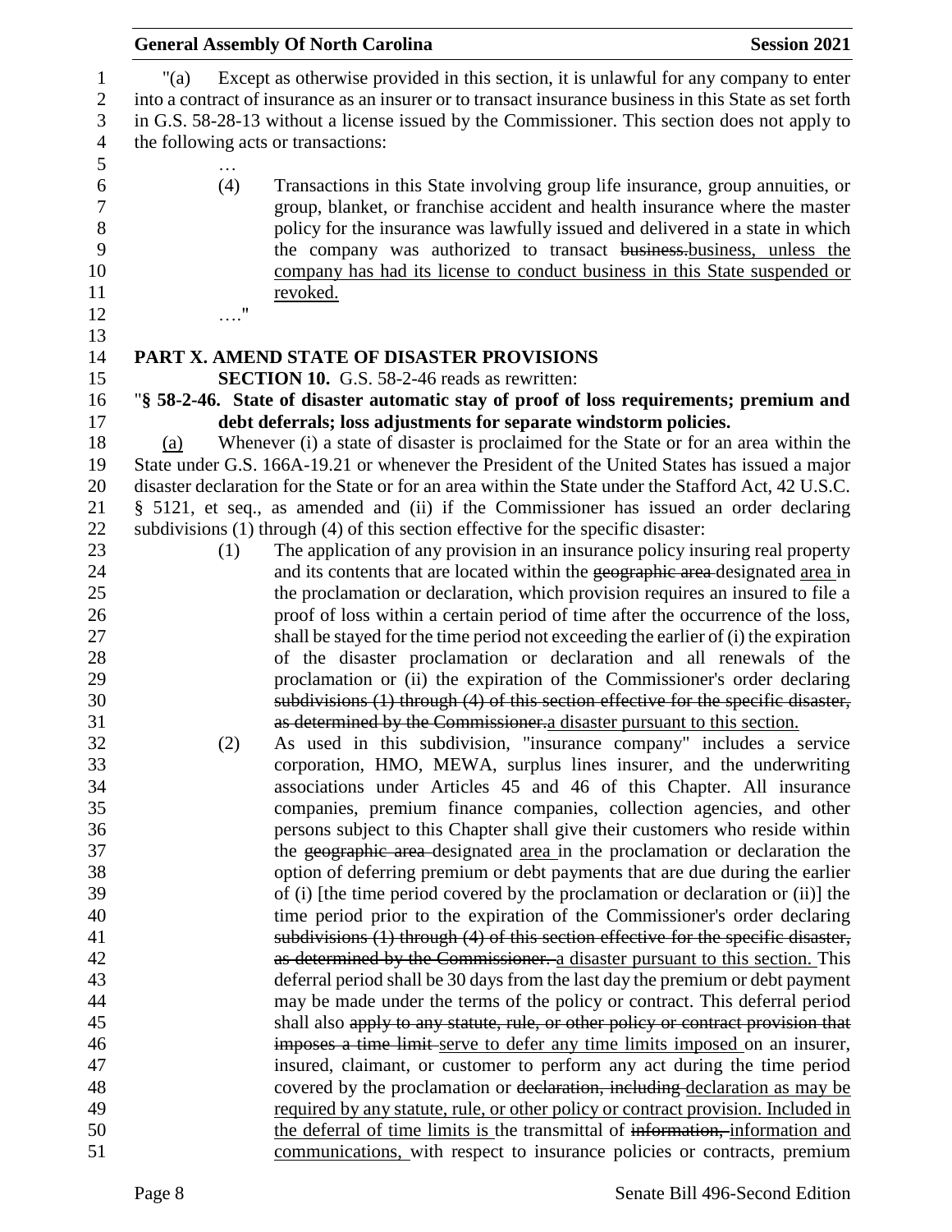"(a) Except as otherwise provided in this section, it is unlawful for any company to enter into a contract of insurance as an insurer or to transact insurance business in this State as set forth in G.S. 58-28-13 without a license issued by the Commissioner. This section does not apply to the following acts or transactions:

…

(4) Transactions in this State involving group life insurance, group annuities, or group, blanket, or franchise accident and health insurance where the master policy for the insurance was lawfully issued and delivered in a state in which the company was authorized to transact ~~business.~~business, unless the company has had its license to conduct business in this State suspended or revoked.

…."

## PART X. AMEND STATE OF DISASTER PROVISIONS

**SECTION 10.** G.S. 58-2-46 reads as rewritten:

"**§ 58-2-46. State of disaster automatic stay of proof of loss requirements; premium and debt deferrals; loss adjustments for separate windstorm policies.**

(a) Whenever (i) a state of disaster is proclaimed for the State or for an area within the State under G.S. 166A-19.21 or whenever the President of the United States has issued a major disaster declaration for the State or for an area within the State under the Stafford Act, 42 U.S.C. § 5121, et seq., as amended and (ii) if the Commissioner has issued an order declaring subdivisions (1) through (4) of this section effective for the specific disaster:

(1) The application of any provision in an insurance policy insuring real property and its contents that are located within the ~~geographic area~~ designated area in the proclamation or declaration, which provision requires an insured to file a proof of loss within a certain period of time after the occurrence of the loss, shall be stayed for the time period not exceeding the earlier of (i) the expiration of the disaster proclamation or declaration and all renewals of the proclamation or (ii) the expiration of the Commissioner's order declaring ~~subdivisions (1) through (4) of this section effective for the specific disaster, as determined by the Commissioner.~~a disaster pursuant to this section.

(2) As used in this subdivision, "insurance company" includes a service corporation, HMO, MEWA, surplus lines insurer, and the underwriting associations under Articles 45 and 46 of this Chapter. All insurance companies, premium finance companies, collection agencies, and other persons subject to this Chapter shall give their customers who reside within the ~~geographic area~~ designated area in the proclamation or declaration the option of deferring premium or debt payments that are due during the earlier of (i) [the time period covered by the proclamation or declaration or (ii)] the time period prior to the expiration of the Commissioner's order declaring ~~subdivisions (1) through (4) of this section effective for the specific disaster, as determined by the Commissioner.~~ a disaster pursuant to this section. This deferral period shall be 30 days from the last day the premium or debt payment may be made under the terms of the policy or contract. This deferral period shall also ~~apply to any statute, rule, or other policy or contract provision that imposes a time limit~~ serve to defer any time limits imposed on an insurer, insured, claimant, or customer to perform any act during the time period covered by the proclamation or ~~declaration, including~~ declaration as may be required by any statute, rule, or other policy or contract provision. Included in the deferral of time limits is the transmittal of ~~information,~~ information and communications, with respect to insurance policies or contracts, premium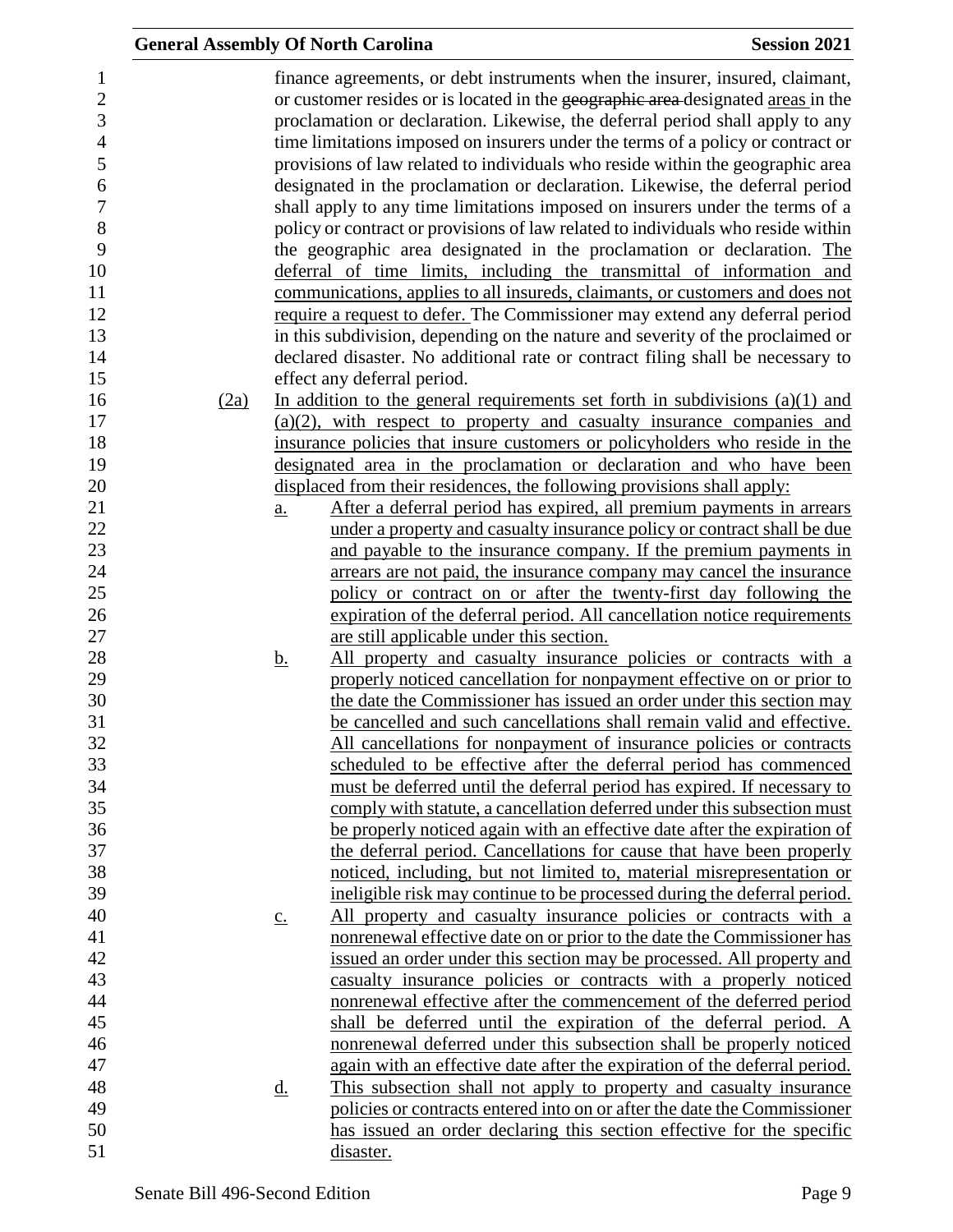finance agreements, or debt instruments when the insurer, insured, claimant, or customer resides or is located in the ~~geographic area~~ designated areas in the proclamation or declaration. Likewise, the deferral period shall apply to any time limitations imposed on insurers under the terms of a policy or contract or provisions of law related to individuals who reside within the geographic area designated in the proclamation or declaration. Likewise, the deferral period shall apply to any time limitations imposed on insurers under the terms of a policy or contract or provisions of law related to individuals who reside within the geographic area designated in the proclamation or declaration. The deferral of time limits, including the transmittal of information and communications, applies to all insureds, claimants, or customers and does not require a request to defer. The Commissioner may extend any deferral period in this subdivision, depending on the nature and severity of the proclaimed or declared disaster. No additional rate or contract filing shall be necessary to effect any deferral period.

(2a) In addition to the general requirements set forth in subdivisions (a)(1) and (a)(2), with respect to property and casualty insurance companies and insurance policies that insure customers or policyholders who reside in the designated area in the proclamation or declaration and who have been displaced from their residences, the following provisions shall apply:

a. After a deferral period has expired, all premium payments in arrears under a property and casualty insurance policy or contract shall be due and payable to the insurance company. If the premium payments in arrears are not paid, the insurance company may cancel the insurance policy or contract on or after the twenty-first day following the expiration of the deferral period. All cancellation notice requirements are still applicable under this section.

b. All property and casualty insurance policies or contracts with a properly noticed cancellation for nonpayment effective on or prior to the date the Commissioner has issued an order under this section may be cancelled and such cancellations shall remain valid and effective. All cancellations for nonpayment of insurance policies or contracts scheduled to be effective after the deferral period has commenced must be deferred until the deferral period has expired. If necessary to comply with statute, a cancellation deferred under this subsection must be properly noticed again with an effective date after the expiration of the deferral period. Cancellations for cause that have been properly noticed, including, but not limited to, material misrepresentation or ineligible risk may continue to be processed during the deferral period.

c. All property and casualty insurance policies or contracts with a nonrenewal effective date on or prior to the date the Commissioner has issued an order under this section may be processed. All property and casualty insurance policies or contracts with a properly noticed nonrenewal effective after the commencement of the deferred period shall be deferred until the expiration of the deferral period. A nonrenewal deferred under this subsection shall be properly noticed again with an effective date after the expiration of the deferral period.

d. This subsection shall not apply to property and casualty insurance policies or contracts entered into on or after the date the Commissioner has issued an order declaring this section effective for the specific disaster.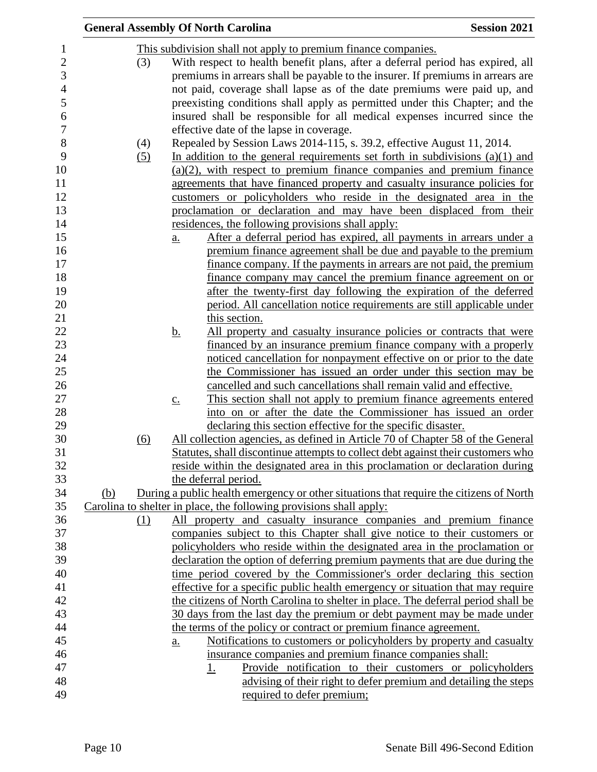This subdivision shall not apply to premium finance companies.

(3) With respect to health benefit plans, after a deferral period has expired, all premiums in arrears shall be payable to the insurer. If premiums in arrears are not paid, coverage shall lapse as of the date premiums were paid up, and preexisting conditions shall apply as permitted under this Chapter; and the insured shall be responsible for all medical expenses incurred since the effective date of the lapse in coverage.

(4) Repealed by Session Laws 2014-115, s. 39.2, effective August 11, 2014.

(5) In addition to the general requirements set forth in subdivisions (a)(1) and (a)(2), with respect to premium finance companies and premium finance agreements that have financed property and casualty insurance policies for customers or policyholders who reside in the designated area in the proclamation or declaration and may have been displaced from their residences, the following provisions shall apply:

a. After a deferral period has expired, all payments in arrears under a premium finance agreement shall be due and payable to the premium finance company. If the payments in arrears are not paid, the premium finance company may cancel the premium finance agreement on or after the twenty-first day following the expiration of the deferred period. All cancellation notice requirements are still applicable under this section.

b. All property and casualty insurance policies or contracts that were financed by an insurance premium finance company with a properly noticed cancellation for nonpayment effective on or prior to the date the Commissioner has issued an order under this section may be cancelled and such cancellations shall remain valid and effective.

c. This section shall not apply to premium finance agreements entered into on or after the date the Commissioner has issued an order declaring this section effective for the specific disaster.

(6) All collection agencies, as defined in Article 70 of Chapter 58 of the General Statutes, shall discontinue attempts to collect debt against their customers who reside within the designated area in this proclamation or declaration during the deferral period.

(b) During a public health emergency or other situations that require the citizens of North Carolina to shelter in place, the following provisions shall apply:

(1) All property and casualty insurance companies and premium finance companies subject to this Chapter shall give notice to their customers or policyholders who reside within the designated area in the proclamation or declaration the option of deferring premium payments that are due during the time period covered by the Commissioner's order declaring this section effective for a specific public health emergency or situation that may require the citizens of North Carolina to shelter in place. The deferral period shall be 30 days from the last day the premium or debt payment may be made under the terms of the policy or contract or premium finance agreement.

a. Notifications to customers or policyholders by property and casualty insurance companies and premium finance companies shall:

1. Provide notification to their customers or policyholders advising of their right to defer premium and detailing the steps required to defer premium;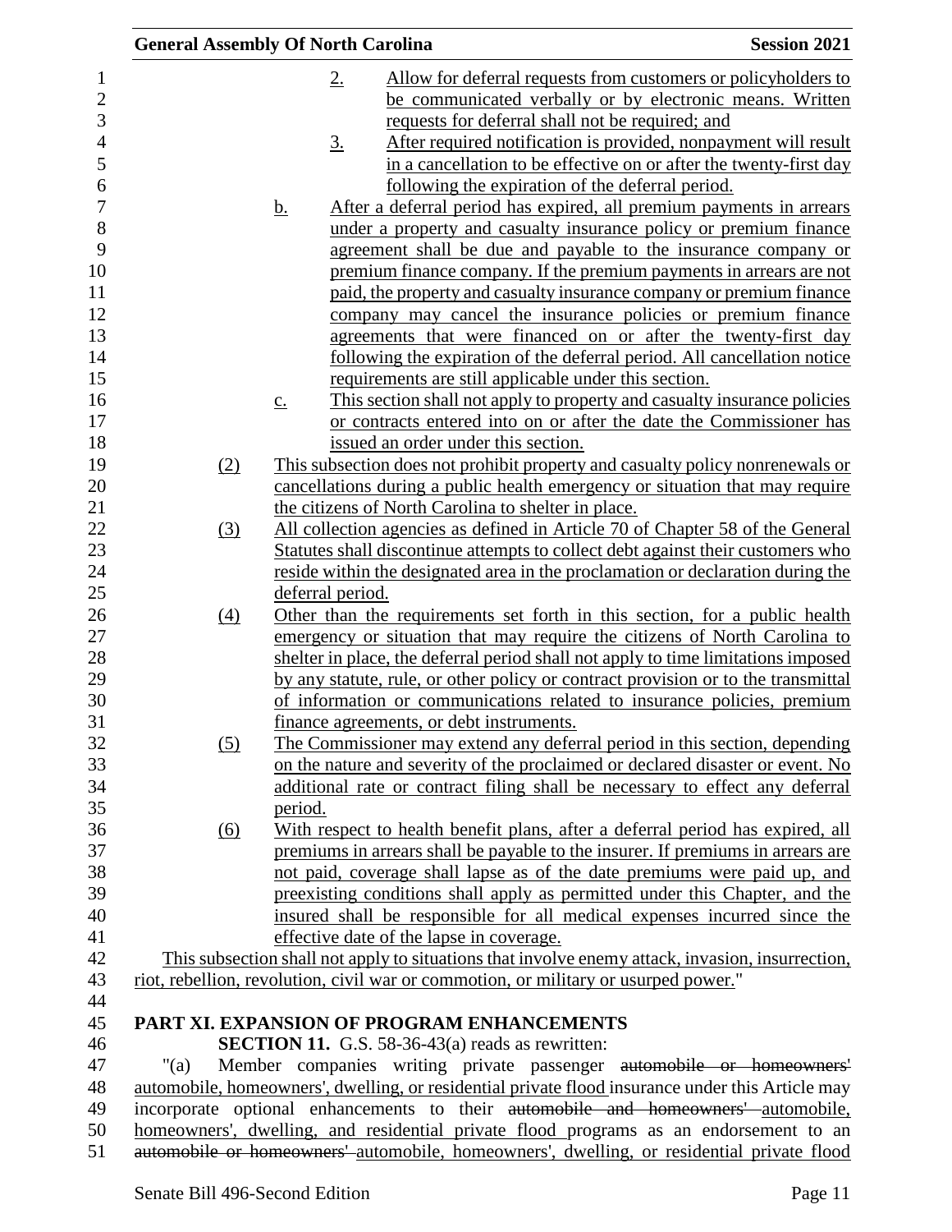2. Allow for deferral requests from customers or policyholders to be communicated verbally or by electronic means. Written requests for deferral shall not be required; and

3. After required notification is provided, nonpayment will result in a cancellation to be effective on or after the twenty-first day following the expiration of the deferral period.

b. After a deferral period has expired, all premium payments in arrears under a property and casualty insurance policy or premium finance agreement shall be due and payable to the insurance company or premium finance company. If the premium payments in arrears are not paid, the property and casualty insurance company or premium finance company may cancel the insurance policies or premium finance agreements that were financed on or after the twenty-first day following the expiration of the deferral period. All cancellation notice requirements are still applicable under this section.

c. This section shall not apply to property and casualty insurance policies or contracts entered into on or after the date the Commissioner has issued an order under this section.

(2) This subsection does not prohibit property and casualty policy nonrenewals or cancellations during a public health emergency or situation that may require the citizens of North Carolina to shelter in place.

(3) All collection agencies as defined in Article 70 of Chapter 58 of the General Statutes shall discontinue attempts to collect debt against their customers who reside within the designated area in the proclamation or declaration during the deferral period.

(4) Other than the requirements set forth in this section, for a public health emergency or situation that may require the citizens of North Carolina to shelter in place, the deferral period shall not apply to time limitations imposed by any statute, rule, or other policy or contract provision or to the transmittal of information or communications related to insurance policies, premium finance agreements, or debt instruments.

(5) The Commissioner may extend any deferral period in this section, depending on the nature and severity of the proclaimed or declared disaster or event. No additional rate or contract filing shall be necessary to effect any deferral period.

(6) With respect to health benefit plans, after a deferral period has expired, all premiums in arrears shall be payable to the insurer. If premiums in arrears are not paid, coverage shall lapse as of the date premiums were paid up, and preexisting conditions shall apply as permitted under this Chapter, and the insured shall be responsible for all medical expenses incurred since the effective date of the lapse in coverage.

This subsection shall not apply to situations that involve enemy attack, invasion, insurrection, riot, rebellion, revolution, civil war or commotion, or military or usurped power."

## PART XI. EXPANSION OF PROGRAM ENHANCEMENTS

**SECTION 11.** G.S. 58-36-43(a) reads as rewritten:

"(a) Member companies writing private passenger ~~automobile or homeowners'~~ automobile, homeowners', dwelling, or residential private flood insurance under this Article may incorporate optional enhancements to their ~~automobile and homeowners'~~ automobile, homeowners', dwelling, and residential private flood programs as an endorsement to an ~~automobile or homeowners'~~ automobile, homeowners', dwelling, or residential private flood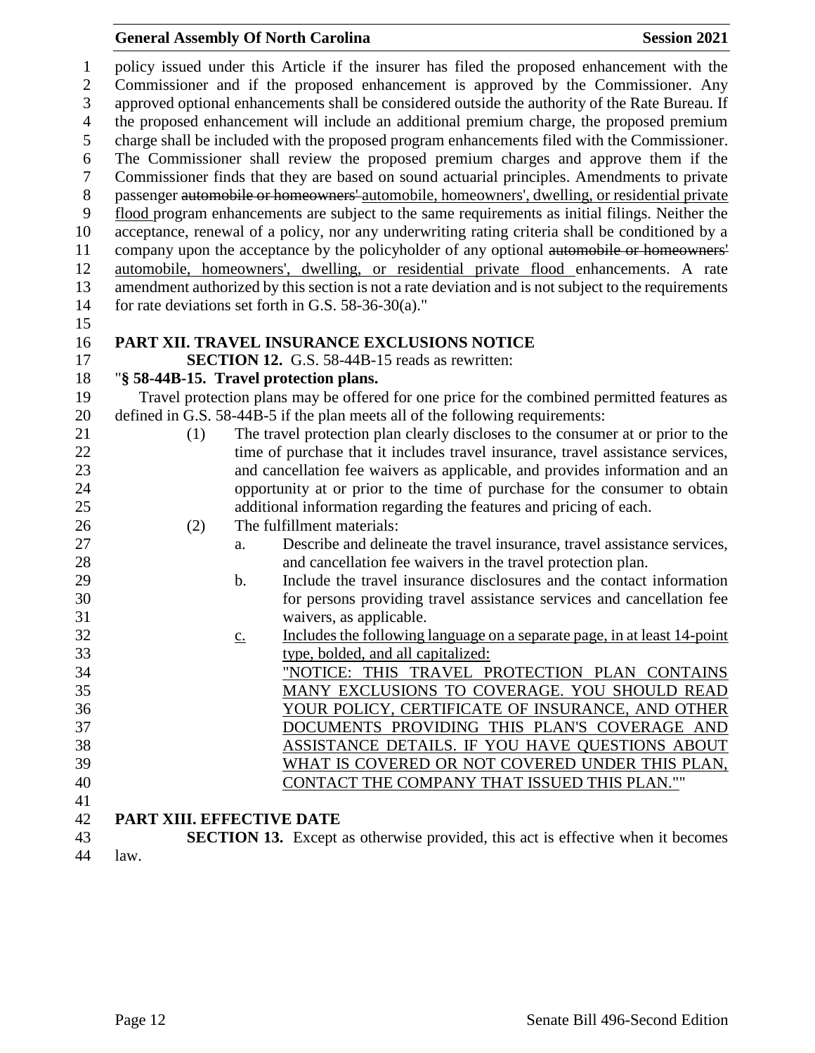policy issued under this Article if the insurer has filed the proposed enhancement with the Commissioner and if the proposed enhancement is approved by the Commissioner. Any approved optional enhancements shall be considered outside the authority of the Rate Bureau. If the proposed enhancement will include an additional premium charge, the proposed premium charge shall be included with the proposed program enhancements filed with the Commissioner. The Commissioner shall review the proposed premium charges and approve them if the Commissioner finds that they are based on sound actuarial principles. Amendments to private passenger ~~automobile or homeowners'~~ automobile, homeowners', dwelling, or residential private flood program enhancements are subject to the same requirements as initial filings. Neither the acceptance, renewal of a policy, nor any underwriting rating criteria shall be conditioned by a company upon the acceptance by the policyholder of any optional ~~automobile or homeowners'~~ automobile, homeowners', dwelling, or residential private flood enhancements. A rate amendment authorized by this section is not a rate deviation and is not subject to the requirements for rate deviations set forth in G.S. 58-36-30(a)."

## PART XII. TRAVEL INSURANCE EXCLUSIONS NOTICE

**SECTION 12.** G.S. 58-44B-15 reads as rewritten:

"**§ 58-44B-15. Travel protection plans.**

Travel protection plans may be offered for one price for the combined permitted features as defined in G.S. 58-44B-5 if the plan meets all of the following requirements:

(1) The travel protection plan clearly discloses to the consumer at or prior to the time of purchase that it includes travel insurance, travel assistance services, and cancellation fee waivers as applicable, and provides information and an opportunity at or prior to the time of purchase for the consumer to obtain additional information regarding the features and pricing of each.

(2) The fulfillment materials:

a. Describe and delineate the travel insurance, travel assistance services, and cancellation fee waivers in the travel protection plan.

b. Include the travel insurance disclosures and the contact information for persons providing travel assistance services and cancellation fee waivers, as applicable.

c. Includes the following language on a separate page, in at least 14-point type, bolded, and all capitalized:

"NOTICE: THIS TRAVEL PROTECTION PLAN CONTAINS MANY EXCLUSIONS TO COVERAGE. YOU SHOULD READ YOUR POLICY, CERTIFICATE OF INSURANCE, AND OTHER DOCUMENTS PROVIDING THIS PLAN'S COVERAGE AND ASSISTANCE DETAILS. IF YOU HAVE QUESTIONS ABOUT WHAT IS COVERED OR NOT COVERED UNDER THIS PLAN, CONTACT THE COMPANY THAT ISSUED THIS PLAN.""

## PART XIII. EFFECTIVE DATE

**SECTION 13.** Except as otherwise provided, this act is effective when it becomes law.